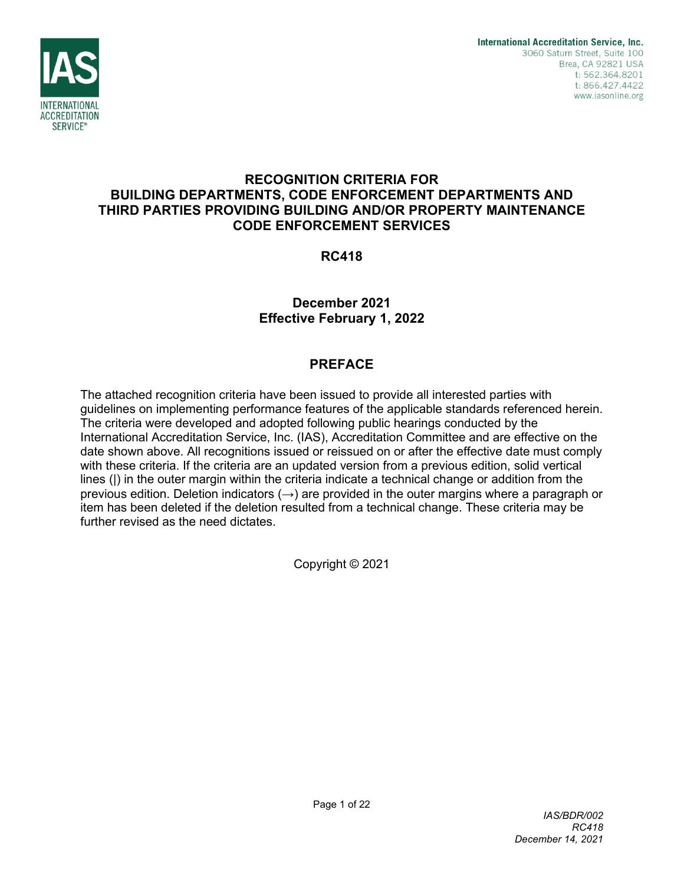International Accreditation Service, Inc.
3060 Saturn Street, Suite 100
Brea, CA 92821 USA
t: 562.364.8201
t: 866.427.4422
www.iasonline.org

# RECOGNITION CRITERIA FOR BUILDING DEPARTMENTS, CODE ENFORCEMENT DEPARTMENTS AND THIRD PARTIES PROVIDING BUILDING AND/OR PROPERTY MAINTENANCE CODE ENFORCEMENT SERVICES

**RC418**

**December 2021**
**Effective February 1, 2022**

## PREFACE

The attached recognition criteria have been issued to provide all interested parties with guidelines on implementing performance features of the applicable standards referenced herein. The criteria were developed and adopted following public hearings conducted by the International Accreditation Service, Inc. (IAS), Accreditation Committee and are effective on the date shown above. All recognitions issued or reissued on or after the effective date must comply with these criteria. If the criteria are an updated version from a previous edition, solid vertical lines (|) in the outer margin within the criteria indicate a technical change or addition from the previous edition. Deletion indicators (→) are provided in the outer margins where a paragraph or item has been deleted if the deletion resulted from a technical change. These criteria may be further revised as the need dictates.

Copyright © 2021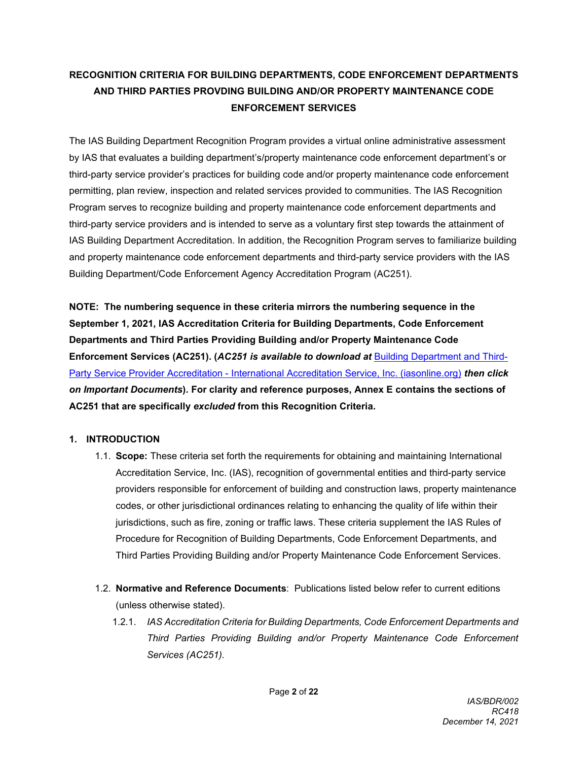**RECOGNITION CRITERIA FOR BUILDING DEPARTMENTS, CODE ENFORCEMENT DEPARTMENTS AND THIRD PARTIES PROVDING BUILDING AND/OR PROPERTY MAINTENANCE CODE ENFORCEMENT SERVICES**

The IAS Building Department Recognition Program provides a virtual online administrative assessment by IAS that evaluates a building department's/property maintenance code enforcement department's or third-party service provider's practices for building code and/or property maintenance code enforcement permitting, plan review, inspection and related services provided to communities. The IAS Recognition Program serves to recognize building and property maintenance code enforcement departments and third-party service providers and is intended to serve as a voluntary first step towards the attainment of IAS Building Department Accreditation. In addition, the Recognition Program serves to familiarize building and property maintenance code enforcement departments and third-party service providers with the IAS Building Department/Code Enforcement Agency Accreditation Program (AC251).

**NOTE: The numbering sequence in these criteria mirrors the numbering sequence in the September 1, 2021, IAS Accreditation Criteria for Building Departments, Code Enforcement Departments and Third Parties Providing Building and/or Property Maintenance Code Enforcement Services (AC251). (*AC251 is available to download at* Building Department and Third-Party Service Provider Accreditation - International Accreditation Service, Inc. (iasonline.org) *then click on Important Documents*). For clarity and reference purposes, Annex E contains the sections of AC251 that are specifically *excluded* from this Recognition Criteria.**

## 1. INTRODUCTION

1.1. **Scope:** These criteria set forth the requirements for obtaining and maintaining International Accreditation Service, Inc. (IAS), recognition of governmental entities and third-party service providers responsible for enforcement of building and construction laws, property maintenance codes, or other jurisdictional ordinances relating to enhancing the quality of life within their jurisdictions, such as fire, zoning or traffic laws. These criteria supplement the IAS Rules of Procedure for Recognition of Building Departments, Code Enforcement Departments, and Third Parties Providing Building and/or Property Maintenance Code Enforcement Services.

1.2. **Normative and Reference Documents**: Publications listed below refer to current editions (unless otherwise stated).

1.2.1. *IAS Accreditation Criteria for Building Departments, Code Enforcement Departments and Third Parties Providing Building and/or Property Maintenance Code Enforcement Services (AC251).*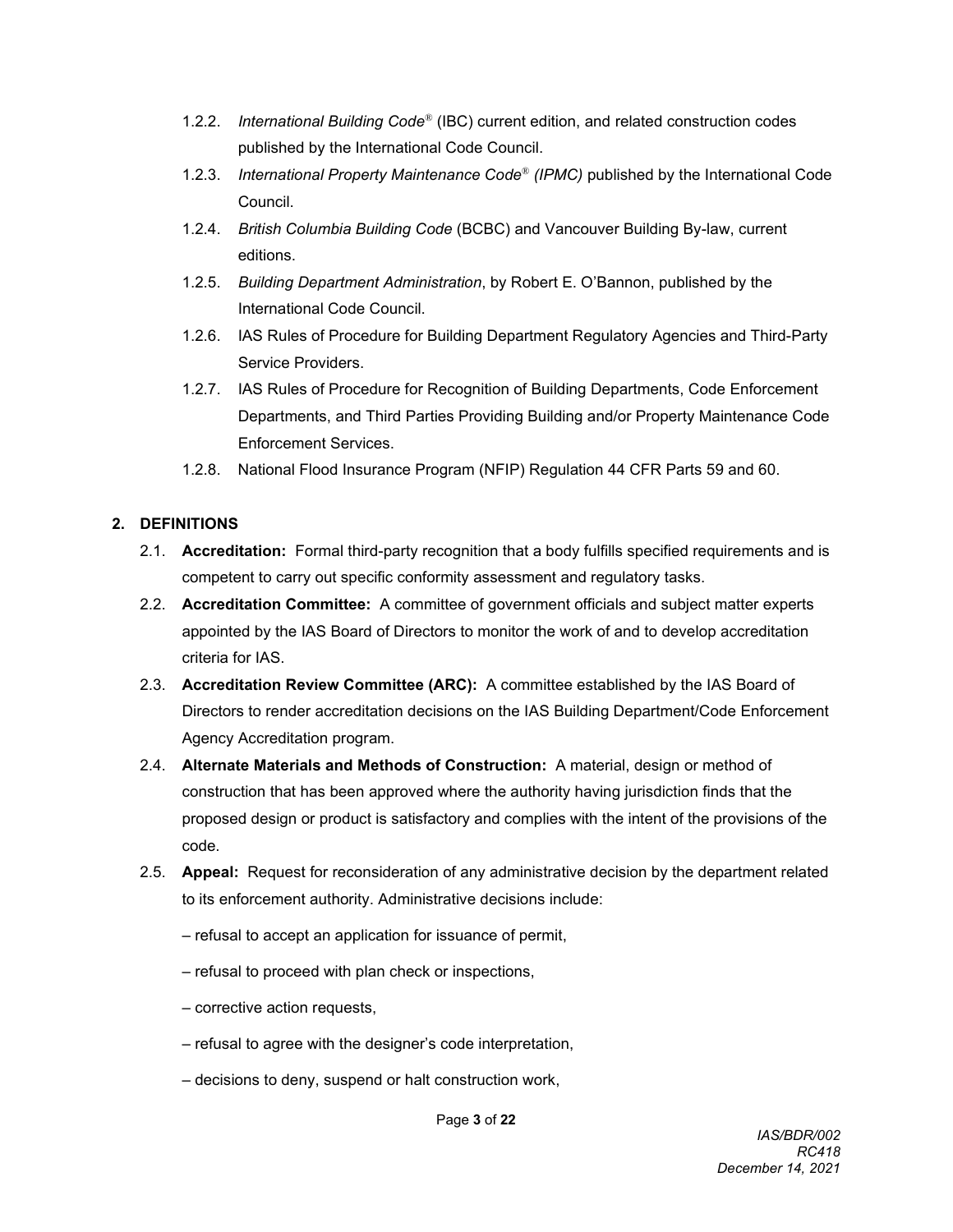1.2.2. *International Building Code®* (IBC) current edition, and related construction codes published by the International Code Council.

1.2.3. *International Property Maintenance Code® (IPMC)* published by the International Code Council.

1.2.4. *British Columbia Building Code* (BCBC) and Vancouver Building By-law, current editions.

1.2.5. *Building Department Administration*, by Robert E. O'Bannon, published by the International Code Council.

1.2.6. IAS Rules of Procedure for Building Department Regulatory Agencies and Third-Party Service Providers.

1.2.7. IAS Rules of Procedure for Recognition of Building Departments, Code Enforcement Departments, and Third Parties Providing Building and/or Property Maintenance Code Enforcement Services.

1.2.8. National Flood Insurance Program (NFIP) Regulation 44 CFR Parts 59 and 60.

## 2. DEFINITIONS

2.1. **Accreditation:** Formal third-party recognition that a body fulfills specified requirements and is competent to carry out specific conformity assessment and regulatory tasks.

2.2. **Accreditation Committee:** A committee of government officials and subject matter experts appointed by the IAS Board of Directors to monitor the work of and to develop accreditation criteria for IAS.

2.3. **Accreditation Review Committee (ARC):** A committee established by the IAS Board of Directors to render accreditation decisions on the IAS Building Department/Code Enforcement Agency Accreditation program.

2.4. **Alternate Materials and Methods of Construction:** A material, design or method of construction that has been approved where the authority having jurisdiction finds that the proposed design or product is satisfactory and complies with the intent of the provisions of the code.

2.5. **Appeal:** Request for reconsideration of any administrative decision by the department related to its enforcement authority. Administrative decisions include:

– refusal to accept an application for issuance of permit,

– refusal to proceed with plan check or inspections,

– corrective action requests,

– refusal to agree with the designer's code interpretation,

– decisions to deny, suspend or halt construction work,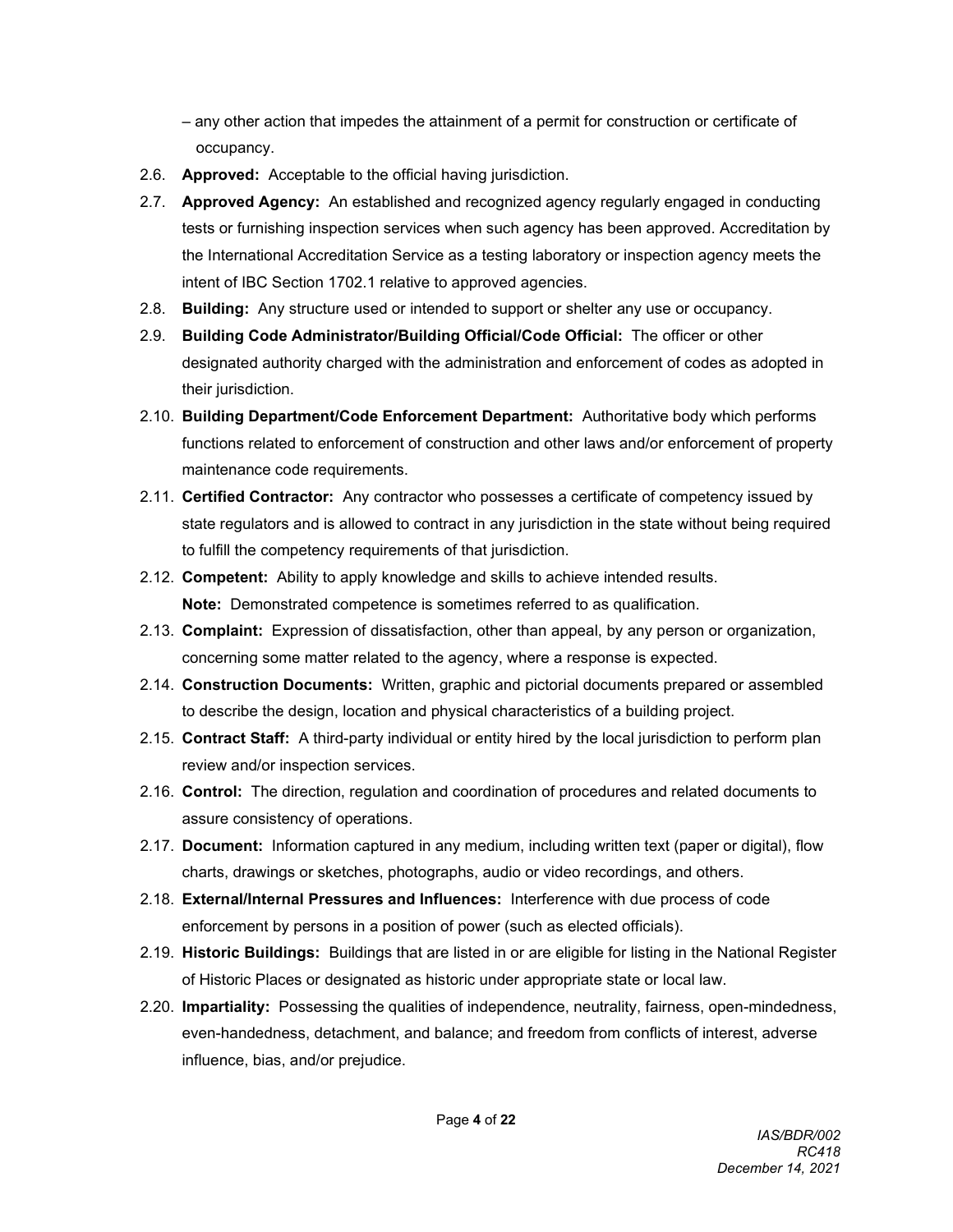– any other action that impedes the attainment of a permit for construction or certificate of occupancy.

2.6. **Approved:** Acceptable to the official having jurisdiction.

2.7. **Approved Agency:** An established and recognized agency regularly engaged in conducting tests or furnishing inspection services when such agency has been approved. Accreditation by the International Accreditation Service as a testing laboratory or inspection agency meets the intent of IBC Section 1702.1 relative to approved agencies.

2.8. **Building:** Any structure used or intended to support or shelter any use or occupancy.

2.9. **Building Code Administrator/Building Official/Code Official:** The officer or other designated authority charged with the administration and enforcement of codes as adopted in their jurisdiction.

2.10. **Building Department/Code Enforcement Department:** Authoritative body which performs functions related to enforcement of construction and other laws and/or enforcement of property maintenance code requirements.

2.11. **Certified Contractor:** Any contractor who possesses a certificate of competency issued by state regulators and is allowed to contract in any jurisdiction in the state without being required to fulfill the competency requirements of that jurisdiction.

2.12. **Competent:** Ability to apply knowledge and skills to achieve intended results.
**Note:** Demonstrated competence is sometimes referred to as qualification.

2.13. **Complaint:** Expression of dissatisfaction, other than appeal, by any person or organization, concerning some matter related to the agency, where a response is expected.

2.14. **Construction Documents:** Written, graphic and pictorial documents prepared or assembled to describe the design, location and physical characteristics of a building project.

2.15. **Contract Staff:** A third-party individual or entity hired by the local jurisdiction to perform plan review and/or inspection services.

2.16. **Control:** The direction, regulation and coordination of procedures and related documents to assure consistency of operations.

2.17. **Document:** Information captured in any medium, including written text (paper or digital), flow charts, drawings or sketches, photographs, audio or video recordings, and others.

2.18. **External/Internal Pressures and Influences:** Interference with due process of code enforcement by persons in a position of power (such as elected officials).

2.19. **Historic Buildings:** Buildings that are listed in or are eligible for listing in the National Register of Historic Places or designated as historic under appropriate state or local law.

2.20. **Impartiality:** Possessing the qualities of independence, neutrality, fairness, open-mindedness, even-handedness, detachment, and balance; and freedom from conflicts of interest, adverse influence, bias, and/or prejudice.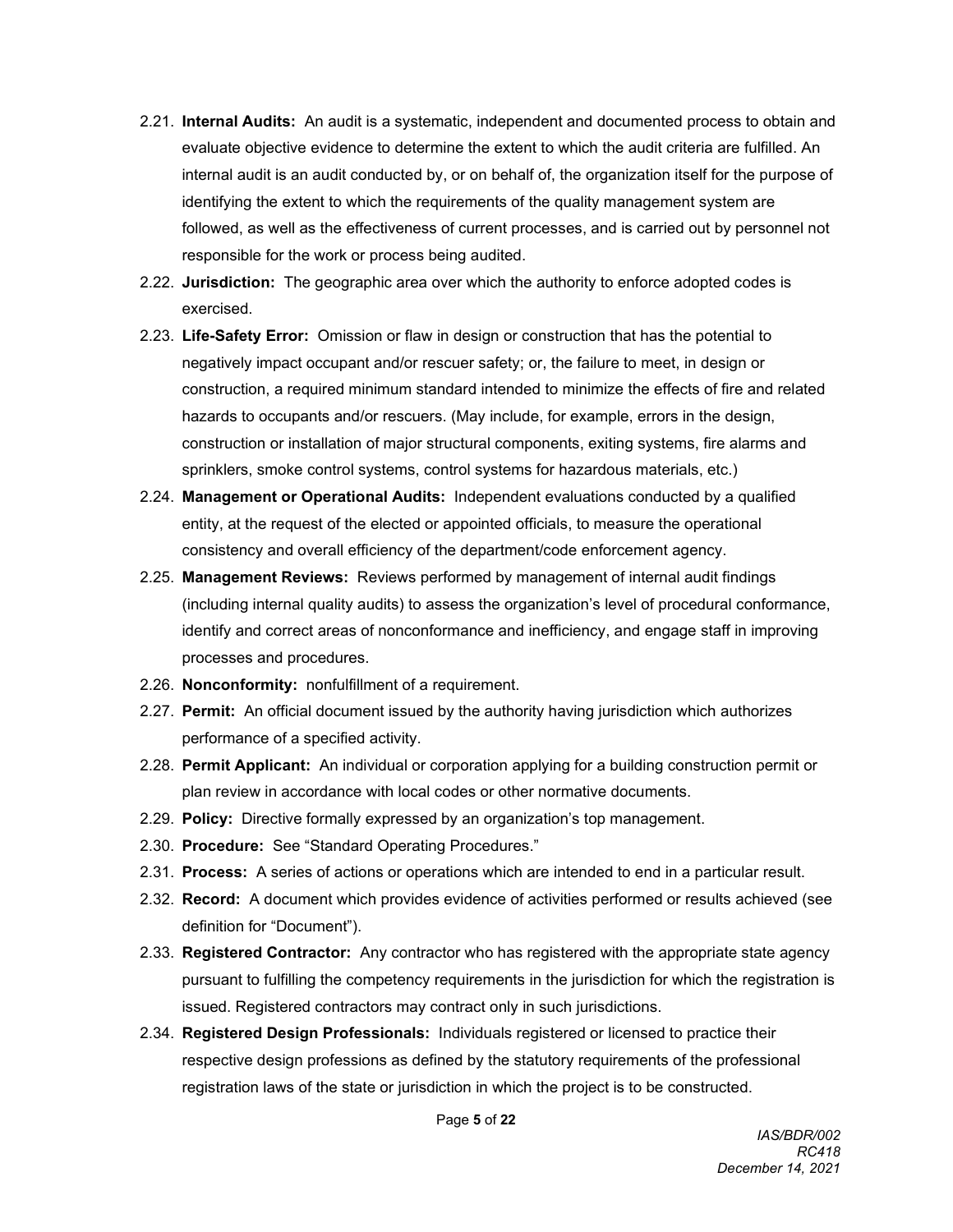2.21. **Internal Audits:** An audit is a systematic, independent and documented process to obtain and evaluate objective evidence to determine the extent to which the audit criteria are fulfilled. An internal audit is an audit conducted by, or on behalf of, the organization itself for the purpose of identifying the extent to which the requirements of the quality management system are followed, as well as the effectiveness of current processes, and is carried out by personnel not responsible for the work or process being audited.

2.22. **Jurisdiction:** The geographic area over which the authority to enforce adopted codes is exercised.

2.23. **Life-Safety Error:** Omission or flaw in design or construction that has the potential to negatively impact occupant and/or rescuer safety; or, the failure to meet, in design or construction, a required minimum standard intended to minimize the effects of fire and related hazards to occupants and/or rescuers. (May include, for example, errors in the design, construction or installation of major structural components, exiting systems, fire alarms and sprinklers, smoke control systems, control systems for hazardous materials, etc.)

2.24. **Management or Operational Audits:** Independent evaluations conducted by a qualified entity, at the request of the elected or appointed officials, to measure the operational consistency and overall efficiency of the department/code enforcement agency.

2.25. **Management Reviews:** Reviews performed by management of internal audit findings (including internal quality audits) to assess the organization's level of procedural conformance, identify and correct areas of nonconformance and inefficiency, and engage staff in improving processes and procedures.

2.26. **Nonconformity:** nonfulfillment of a requirement.

2.27. **Permit:** An official document issued by the authority having jurisdiction which authorizes performance of a specified activity.

2.28. **Permit Applicant:** An individual or corporation applying for a building construction permit or plan review in accordance with local codes or other normative documents.

2.29. **Policy:** Directive formally expressed by an organization's top management.

2.30. **Procedure:** See "Standard Operating Procedures."

2.31. **Process:** A series of actions or operations which are intended to end in a particular result.

2.32. **Record:** A document which provides evidence of activities performed or results achieved (see definition for "Document").

2.33. **Registered Contractor:** Any contractor who has registered with the appropriate state agency pursuant to fulfilling the competency requirements in the jurisdiction for which the registration is issued. Registered contractors may contract only in such jurisdictions.

2.34. **Registered Design Professionals:** Individuals registered or licensed to practice their respective design professions as defined by the statutory requirements of the professional registration laws of the state or jurisdiction in which the project is to be constructed.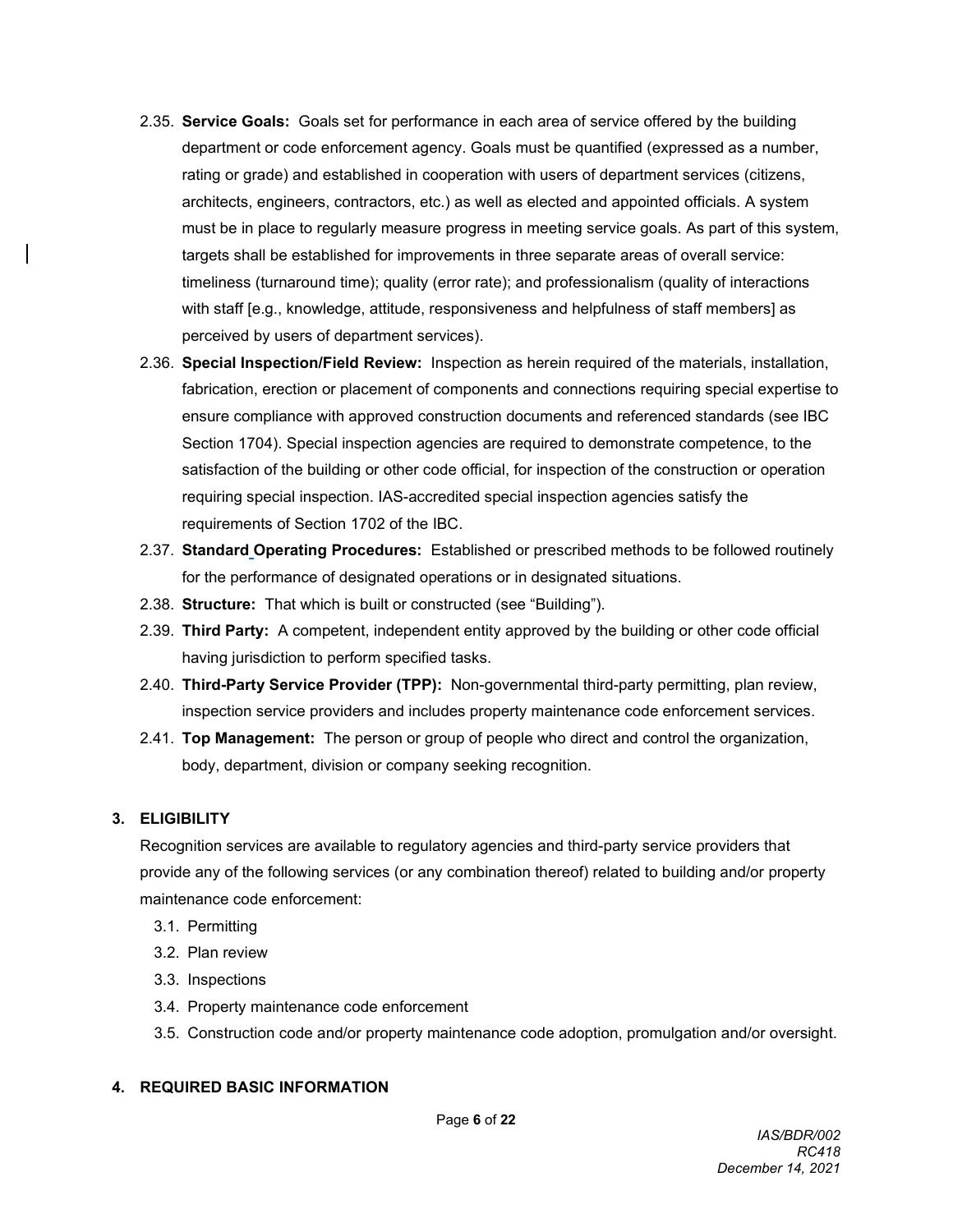2.35. **Service Goals:** Goals set for performance in each area of service offered by the building department or code enforcement agency. Goals must be quantified (expressed as a number, rating or grade) and established in cooperation with users of department services (citizens, architects, engineers, contractors, etc.) as well as elected and appointed officials. A system must be in place to regularly measure progress in meeting service goals. As part of this system, targets shall be established for improvements in three separate areas of overall service: timeliness (turnaround time); quality (error rate); and professionalism (quality of interactions with staff [e.g., knowledge, attitude, responsiveness and helpfulness of staff members] as perceived by users of department services).

2.36. **Special Inspection/Field Review:** Inspection as herein required of the materials, installation, fabrication, erection or placement of components and connections requiring special expertise to ensure compliance with approved construction documents and referenced standards (see IBC Section 1704). Special inspection agencies are required to demonstrate competence, to the satisfaction of the building or other code official, for inspection of the construction or operation requiring special inspection. IAS-accredited special inspection agencies satisfy the requirements of Section 1702 of the IBC.

2.37. **Standard Operating Procedures:** Established or prescribed methods to be followed routinely for the performance of designated operations or in designated situations.

2.38. **Structure:** That which is built or constructed (see "Building").

2.39. **Third Party:** A competent, independent entity approved by the building or other code official having jurisdiction to perform specified tasks.

2.40. **Third-Party Service Provider (TPP):** Non-governmental third-party permitting, plan review, inspection service providers and includes property maintenance code enforcement services.

2.41. **Top Management:** The person or group of people who direct and control the organization, body, department, division or company seeking recognition.

## 3. ELIGIBILITY

Recognition services are available to regulatory agencies and third-party service providers that provide any of the following services (or any combination thereof) related to building and/or property maintenance code enforcement:

3.1. Permitting

3.2. Plan review

3.3. Inspections

3.4. Property maintenance code enforcement

3.5. Construction code and/or property maintenance code adoption, promulgation and/or oversight.

## 4. REQUIRED BASIC INFORMATION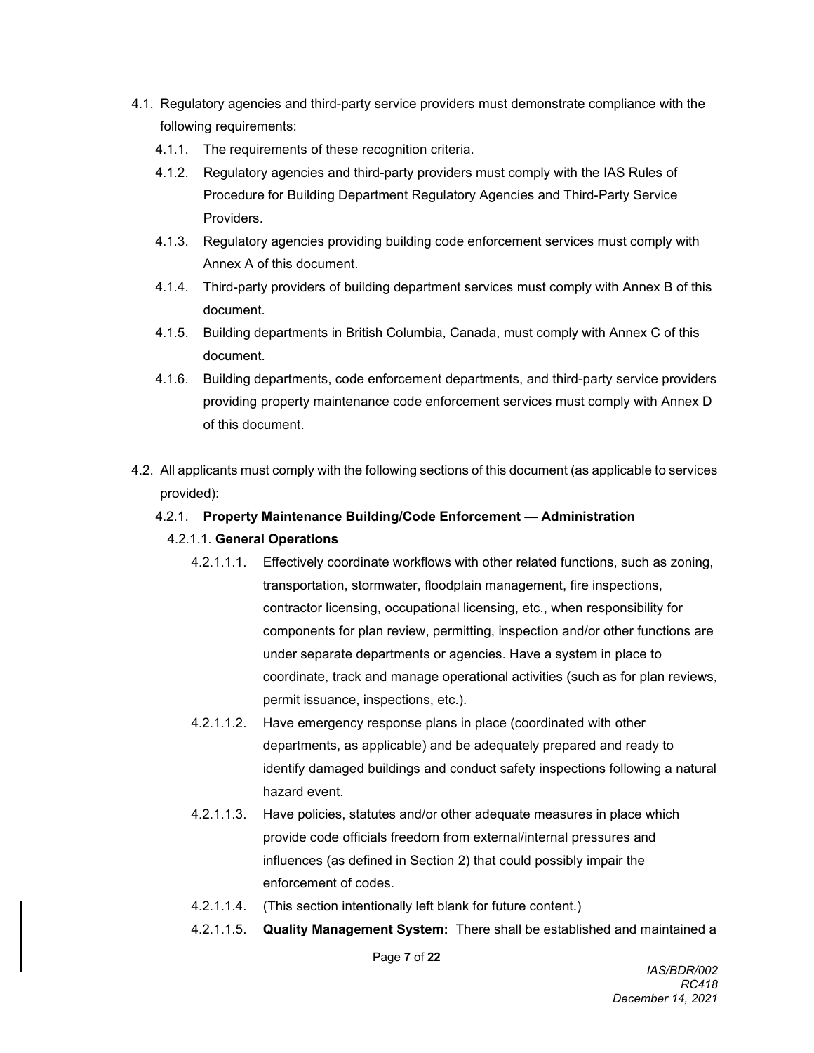4.1. Regulatory agencies and third-party service providers must demonstrate compliance with the following requirements:

4.1.1. The requirements of these recognition criteria.

4.1.2. Regulatory agencies and third-party providers must comply with the IAS Rules of Procedure for Building Department Regulatory Agencies and Third-Party Service Providers.

4.1.3. Regulatory agencies providing building code enforcement services must comply with Annex A of this document.

4.1.4. Third-party providers of building department services must comply with Annex B of this document.

4.1.5. Building departments in British Columbia, Canada, must comply with Annex C of this document.

4.1.6. Building departments, code enforcement departments, and third-party service providers providing property maintenance code enforcement services must comply with Annex D of this document.

4.2. All applicants must comply with the following sections of this document (as applicable to services provided):

4.2.1. **Property Maintenance Building/Code Enforcement — Administration**

4.2.1.1. **General Operations**

4.2.1.1.1. Effectively coordinate workflows with other related functions, such as zoning, transportation, stormwater, floodplain management, fire inspections, contractor licensing, occupational licensing, etc., when responsibility for components for plan review, permitting, inspection and/or other functions are under separate departments or agencies. Have a system in place to coordinate, track and manage operational activities (such as for plan reviews, permit issuance, inspections, etc.).

4.2.1.1.2. Have emergency response plans in place (coordinated with other departments, as applicable) and be adequately prepared and ready to identify damaged buildings and conduct safety inspections following a natural hazard event.

4.2.1.1.3. Have policies, statutes and/or other adequate measures in place which provide code officials freedom from external/internal pressures and influences (as defined in Section 2) that could possibly impair the enforcement of codes.

4.2.1.1.4. (This section intentionally left blank for future content.)

4.2.1.1.5. **Quality Management System:** There shall be established and maintained a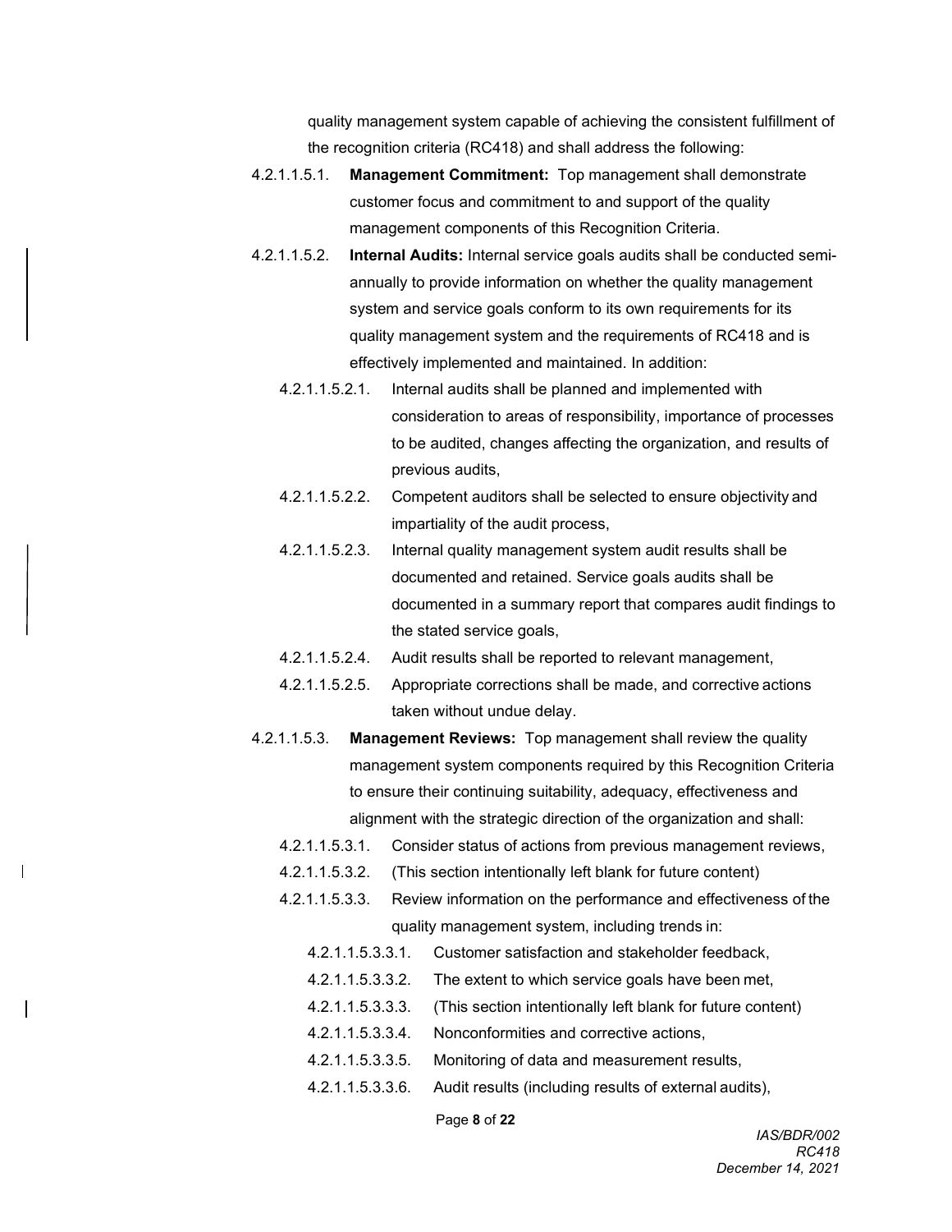quality management system capable of achieving the consistent fulfillment of the recognition criteria (RC418) and shall address the following:

4.2.1.1.5.1. **Management Commitment:** Top management shall demonstrate customer focus and commitment to and support of the quality management components of this Recognition Criteria.

4.2.1.1.5.2. **Internal Audits:** Internal service goals audits shall be conducted semi-annually to provide information on whether the quality management system and service goals conform to its own requirements for its quality management system and the requirements of RC418 and is effectively implemented and maintained. In addition:

- 4.2.1.1.5.2.1. Internal audits shall be planned and implemented with consideration to areas of responsibility, importance of processes to be audited, changes affecting the organization, and results of previous audits,
- 4.2.1.1.5.2.2. Competent auditors shall be selected to ensure objectivity and impartiality of the audit process,
- 4.2.1.1.5.2.3. Internal quality management system audit results shall be documented and retained. Service goals audits shall be documented in a summary report that compares audit findings to the stated service goals,
- 4.2.1.1.5.2.4. Audit results shall be reported to relevant management,
- 4.2.1.1.5.2.5. Appropriate corrections shall be made, and corrective actions taken without undue delay.

4.2.1.1.5.3. **Management Reviews:** Top management shall review the quality management system components required by this Recognition Criteria to ensure their continuing suitability, adequacy, effectiveness and alignment with the strategic direction of the organization and shall:

- 4.2.1.1.5.3.1. Consider status of actions from previous management reviews,
- 4.2.1.1.5.3.2. (This section intentionally left blank for future content)
- 4.2.1.1.5.3.3. Review information on the performance and effectiveness of the quality management system, including trends in:
  - 4.2.1.1.5.3.3.1. Customer satisfaction and stakeholder feedback,
  - 4.2.1.1.5.3.3.2. The extent to which service goals have been met,
  - 4.2.1.1.5.3.3.3. (This section intentionally left blank for future content)
  - 4.2.1.1.5.3.3.4. Nonconformities and corrective actions,
  - 4.2.1.1.5.3.3.5. Monitoring of data and measurement results,
  - 4.2.1.1.5.3.3.6. Audit results (including results of external audits),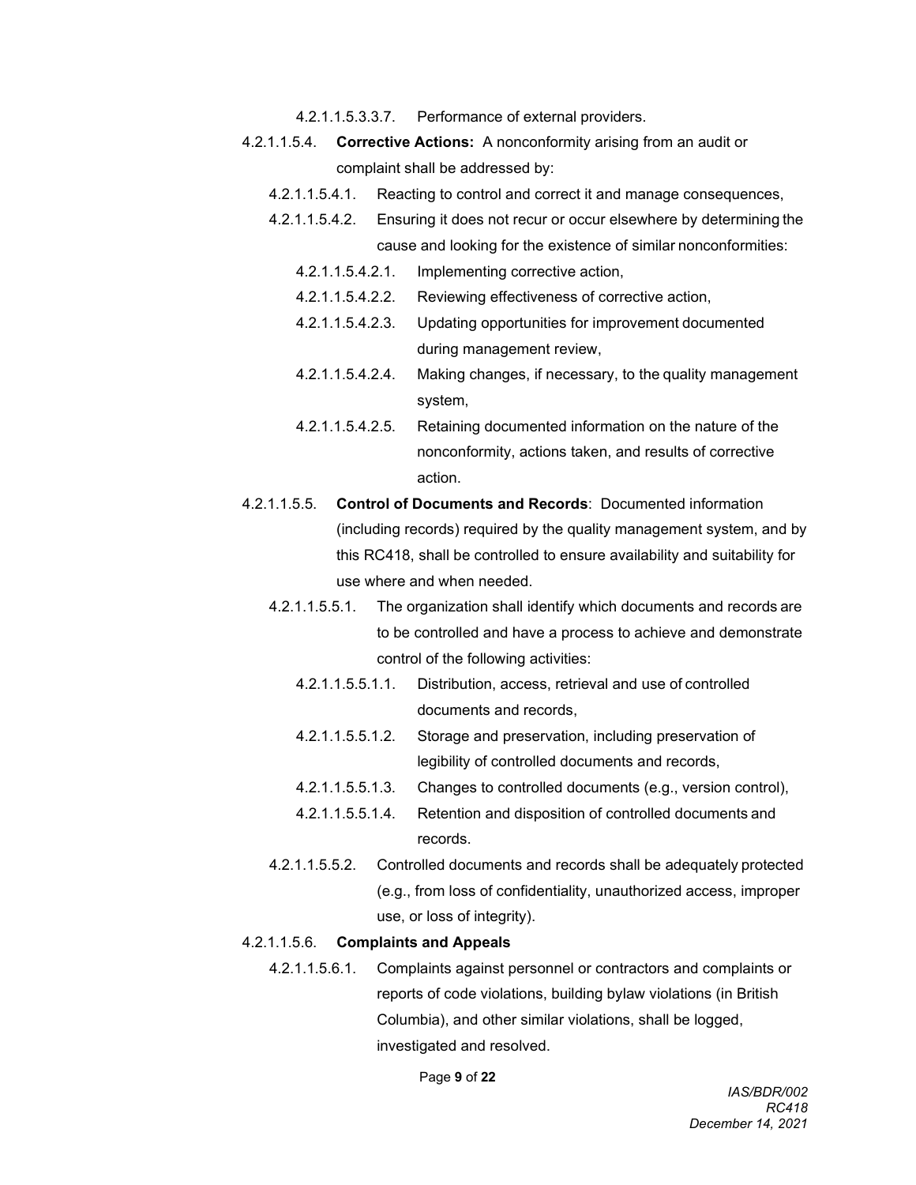4.2.1.1.5.3.3.7. Performance of external providers.

4.2.1.1.5.4. **Corrective Actions:** A nonconformity arising from an audit or complaint shall be addressed by:

4.2.1.1.5.4.1. Reacting to control and correct it and manage consequences,

4.2.1.1.5.4.2. Ensuring it does not recur or occur elsewhere by determining the cause and looking for the existence of similar nonconformities:

4.2.1.1.5.4.2.1. Implementing corrective action,

4.2.1.1.5.4.2.2. Reviewing effectiveness of corrective action,

4.2.1.1.5.4.2.3. Updating opportunities for improvement documented during management review,

4.2.1.1.5.4.2.4. Making changes, if necessary, to the quality management system,

4.2.1.1.5.4.2.5. Retaining documented information on the nature of the nonconformity, actions taken, and results of corrective action.

4.2.1.1.5.5. **Control of Documents and Records**: Documented information (including records) required by the quality management system, and by this RC418, shall be controlled to ensure availability and suitability for use where and when needed.

4.2.1.1.5.5.1. The organization shall identify which documents and records are to be controlled and have a process to achieve and demonstrate control of the following activities:

4.2.1.1.5.5.1.1. Distribution, access, retrieval and use of controlled documents and records,

4.2.1.1.5.5.1.2. Storage and preservation, including preservation of legibility of controlled documents and records,

4.2.1.1.5.5.1.3. Changes to controlled documents (e.g., version control),

4.2.1.1.5.5.1.4. Retention and disposition of controlled documents and records.

4.2.1.1.5.5.2. Controlled documents and records shall be adequately protected (e.g., from loss of confidentiality, unauthorized access, improper use, or loss of integrity).

4.2.1.1.5.6. **Complaints and Appeals**

4.2.1.1.5.6.1. Complaints against personnel or contractors and complaints or reports of code violations, building bylaw violations (in British Columbia), and other similar violations, shall be logged, investigated and resolved.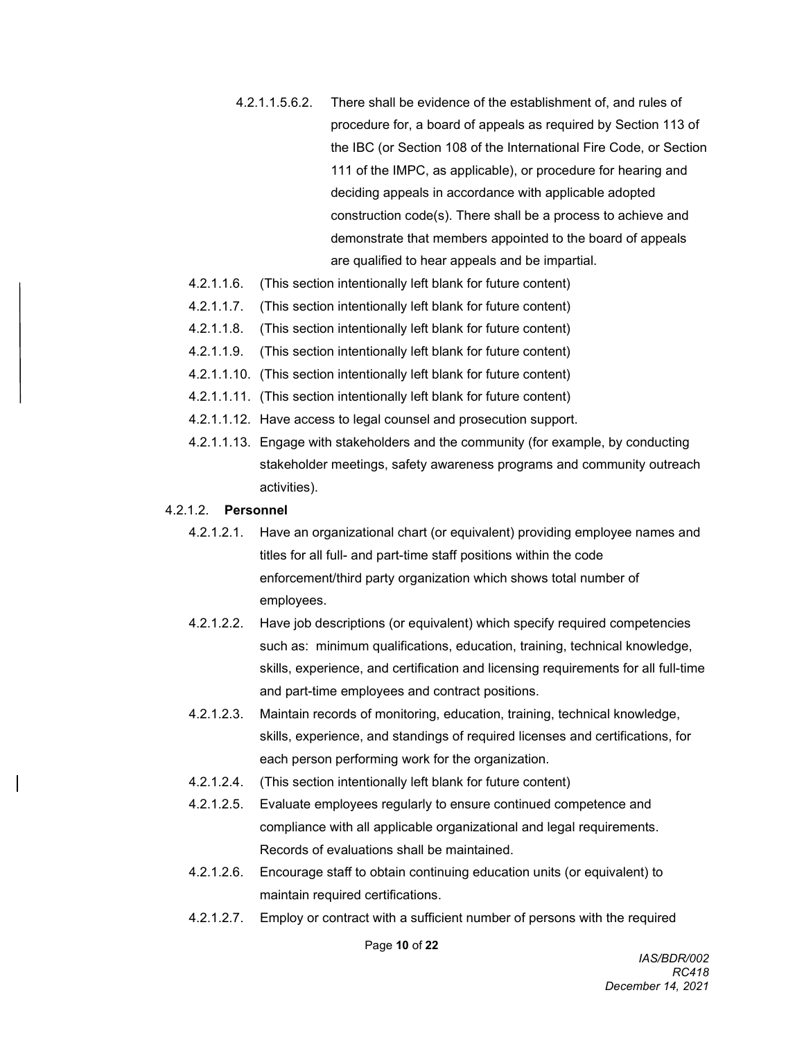4.2.1.1.5.6.2. There shall be evidence of the establishment of, and rules of procedure for, a board of appeals as required by Section 113 of the IBC (or Section 108 of the International Fire Code, or Section 111 of the IMPC, as applicable), or procedure for hearing and deciding appeals in accordance with applicable adopted construction code(s). There shall be a process to achieve and demonstrate that members appointed to the board of appeals are qualified to hear appeals and be impartial.

4.2.1.1.6. (This section intentionally left blank for future content)

4.2.1.1.7. (This section intentionally left blank for future content)

4.2.1.1.8. (This section intentionally left blank for future content)

4.2.1.1.9. (This section intentionally left blank for future content)

4.2.1.1.10. (This section intentionally left blank for future content)

4.2.1.1.11. (This section intentionally left blank for future content)

4.2.1.1.12. Have access to legal counsel and prosecution support.

4.2.1.1.13. Engage with stakeholders and the community (for example, by conducting stakeholder meetings, safety awareness programs and community outreach activities).

4.2.1.2. **Personnel**

4.2.1.2.1. Have an organizational chart (or equivalent) providing employee names and titles for all full- and part-time staff positions within the code enforcement/third party organization which shows total number of employees.

4.2.1.2.2. Have job descriptions (or equivalent) which specify required competencies such as: minimum qualifications, education, training, technical knowledge, skills, experience, and certification and licensing requirements for all full-time and part-time employees and contract positions.

4.2.1.2.3. Maintain records of monitoring, education, training, technical knowledge, skills, experience, and standings of required licenses and certifications, for each person performing work for the organization.

4.2.1.2.4. (This section intentionally left blank for future content)

4.2.1.2.5. Evaluate employees regularly to ensure continued competence and compliance with all applicable organizational and legal requirements. Records of evaluations shall be maintained.

4.2.1.2.6. Encourage staff to obtain continuing education units (or equivalent) to maintain required certifications.

4.2.1.2.7. Employ or contract with a sufficient number of persons with the required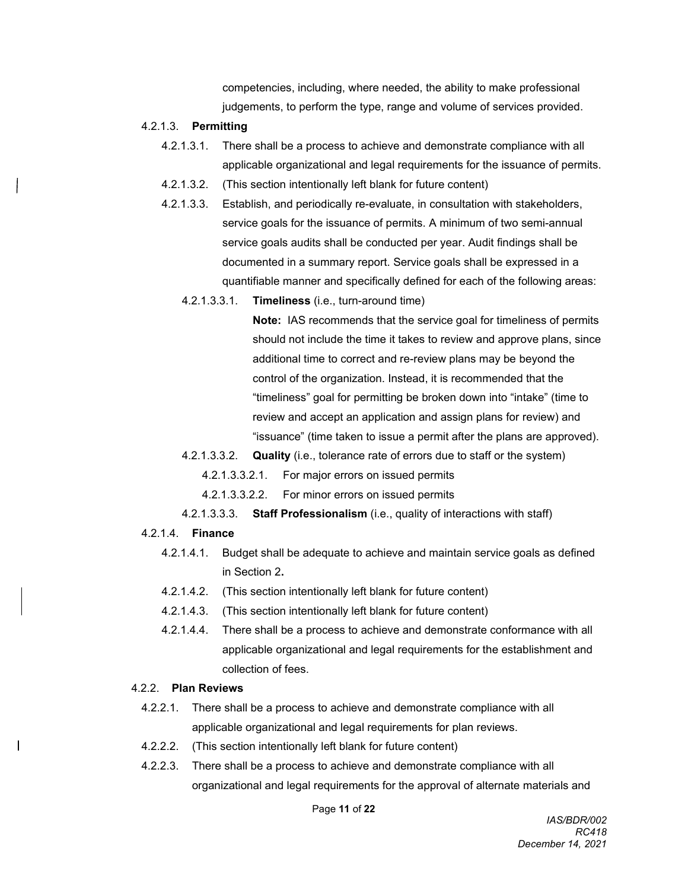competencies, including, where needed, the ability to make professional judgements, to perform the type, range and volume of services provided.

4.2.1.3. **Permitting**

4.2.1.3.1. There shall be a process to achieve and demonstrate compliance with all applicable organizational and legal requirements for the issuance of permits.

4.2.1.3.2. (This section intentionally left blank for future content)

4.2.1.3.3. Establish, and periodically re-evaluate, in consultation with stakeholders, service goals for the issuance of permits. A minimum of two semi-annual service goals audits shall be conducted per year. Audit findings shall be documented in a summary report. Service goals shall be expressed in a quantifiable manner and specifically defined for each of the following areas:

4.2.1.3.3.1. **Timeliness** (i.e., turn-around time)

**Note:** IAS recommends that the service goal for timeliness of permits should not include the time it takes to review and approve plans, since additional time to correct and re-review plans may be beyond the control of the organization. Instead, it is recommended that the "timeliness" goal for permitting be broken down into "intake" (time to review and accept an application and assign plans for review) and "issuance" (time taken to issue a permit after the plans are approved).

4.2.1.3.3.2. **Quality** (i.e., tolerance rate of errors due to staff or the system)

4.2.1.3.3.2.1. For major errors on issued permits

4.2.1.3.3.2.2. For minor errors on issued permits

4.2.1.3.3.3. **Staff Professionalism** (i.e., quality of interactions with staff)

4.2.1.4. **Finance**

4.2.1.4.1. Budget shall be adequate to achieve and maintain service goals as defined in Section 2**.**

4.2.1.4.2. (This section intentionally left blank for future content)

4.2.1.4.3. (This section intentionally left blank for future content)

4.2.1.4.4. There shall be a process to achieve and demonstrate conformance with all applicable organizational and legal requirements for the establishment and collection of fees.

4.2.2. **Plan Reviews**

4.2.2.1. There shall be a process to achieve and demonstrate compliance with all applicable organizational and legal requirements for plan reviews.

4.2.2.2. (This section intentionally left blank for future content)

4.2.2.3. There shall be a process to achieve and demonstrate compliance with all organizational and legal requirements for the approval of alternate materials and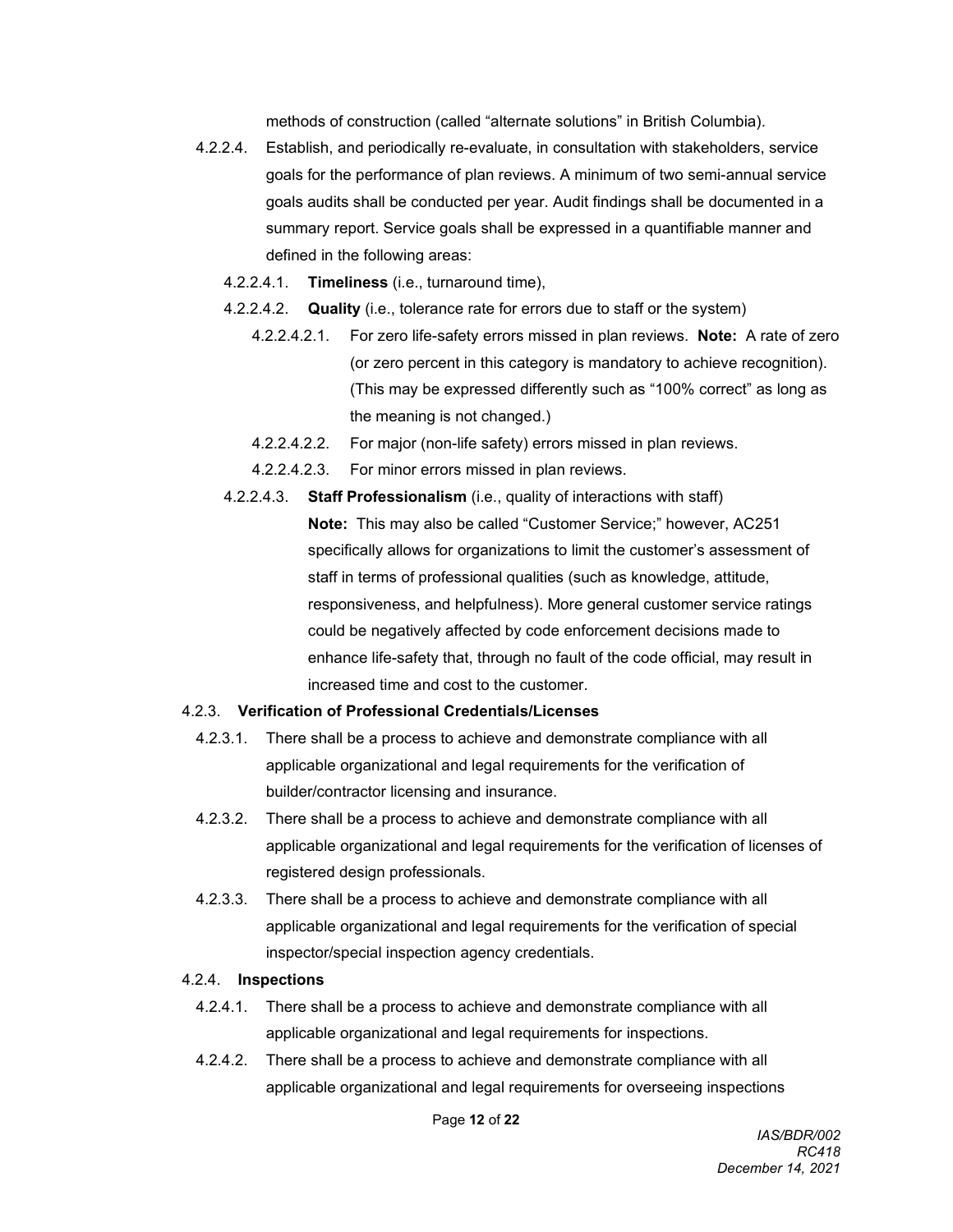methods of construction (called "alternate solutions" in British Columbia).

4.2.2.4. Establish, and periodically re-evaluate, in consultation with stakeholders, service goals for the performance of plan reviews. A minimum of two semi-annual service goals audits shall be conducted per year. Audit findings shall be documented in a summary report. Service goals shall be expressed in a quantifiable manner and defined in the following areas:

4.2.2.4.1. **Timeliness** (i.e., turnaround time),

4.2.2.4.2. **Quality** (i.e., tolerance rate for errors due to staff or the system)

4.2.2.4.2.1. For zero life-safety errors missed in plan reviews. **Note:** A rate of zero (or zero percent in this category is mandatory to achieve recognition). (This may be expressed differently such as "100% correct" as long as the meaning is not changed.)

4.2.2.4.2.2. For major (non-life safety) errors missed in plan reviews.

4.2.2.4.2.3. For minor errors missed in plan reviews.

4.2.2.4.3. **Staff Professionalism** (i.e., quality of interactions with staff)

**Note:** This may also be called "Customer Service;" however, AC251 specifically allows for organizations to limit the customer's assessment of staff in terms of professional qualities (such as knowledge, attitude, responsiveness, and helpfulness). More general customer service ratings could be negatively affected by code enforcement decisions made to enhance life-safety that, through no fault of the code official, may result in increased time and cost to the customer.

4.2.3. **Verification of Professional Credentials/Licenses**

4.2.3.1. There shall be a process to achieve and demonstrate compliance with all applicable organizational and legal requirements for the verification of builder/contractor licensing and insurance.

4.2.3.2. There shall be a process to achieve and demonstrate compliance with all applicable organizational and legal requirements for the verification of licenses of registered design professionals.

4.2.3.3. There shall be a process to achieve and demonstrate compliance with all applicable organizational and legal requirements for the verification of special inspector/special inspection agency credentials.

4.2.4. **Inspections**

4.2.4.1. There shall be a process to achieve and demonstrate compliance with all applicable organizational and legal requirements for inspections.

4.2.4.2. There shall be a process to achieve and demonstrate compliance with all applicable organizational and legal requirements for overseeing inspections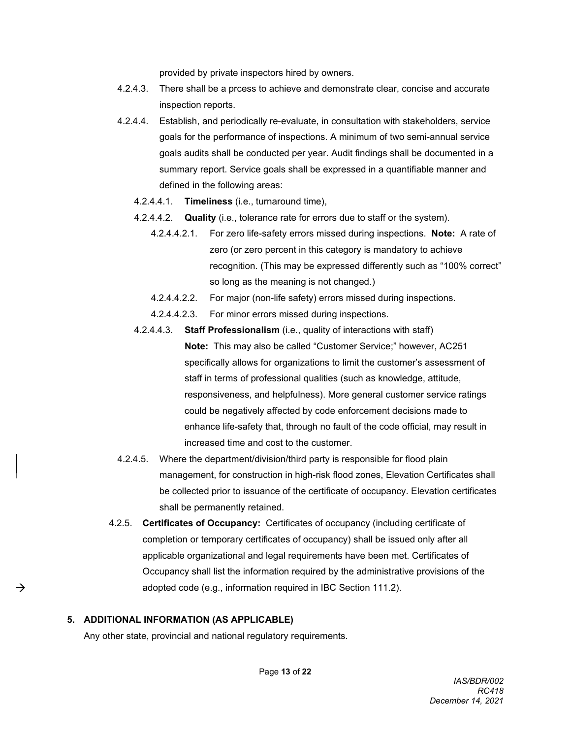provided by private inspectors hired by owners.

4.2.4.3. There shall be a prcess to achieve and demonstrate clear, concise and accurate inspection reports.

4.2.4.4. Establish, and periodically re-evaluate, in consultation with stakeholders, service goals for the performance of inspections. A minimum of two semi-annual service goals audits shall be conducted per year. Audit findings shall be documented in a summary report. Service goals shall be expressed in a quantifiable manner and defined in the following areas:

4.2.4.4.1. **Timeliness** (i.e., turnaround time),

4.2.4.4.2. **Quality** (i.e., tolerance rate for errors due to staff or the system).

4.2.4.4.2.1. For zero life-safety errors missed during inspections. **Note:** A rate of zero (or zero percent in this category is mandatory to achieve recognition. (This may be expressed differently such as "100% correct" so long as the meaning is not changed.)

4.2.4.4.2.2. For major (non-life safety) errors missed during inspections.

4.2.4.4.2.3. For minor errors missed during inspections.

4.2.4.4.3. **Staff Professionalism** (i.e., quality of interactions with staff)
**Note:** This may also be called "Customer Service;" however, AC251 specifically allows for organizations to limit the customer's assessment of staff in terms of professional qualities (such as knowledge, attitude, responsiveness, and helpfulness). More general customer service ratings could be negatively affected by code enforcement decisions made to enhance life-safety that, through no fault of the code official, may result in increased time and cost to the customer.

4.2.4.5. Where the department/division/third party is responsible for flood plain management, for construction in high-risk flood zones, Elevation Certificates shall be collected prior to issuance of the certificate of occupancy. Elevation certificates shall be permanently retained.

4.2.5. **Certificates of Occupancy:** Certificates of occupancy (including certificate of completion or temporary certificates of occupancy) shall be issued only after all applicable organizational and legal requirements have been met. Certificates of Occupancy shall list the information required by the administrative provisions of the adopted code (e.g., information required in IBC Section 111.2).

## 5. ADDITIONAL INFORMATION (AS APPLICABLE)

Any other state, provincial and national regulatory requirements.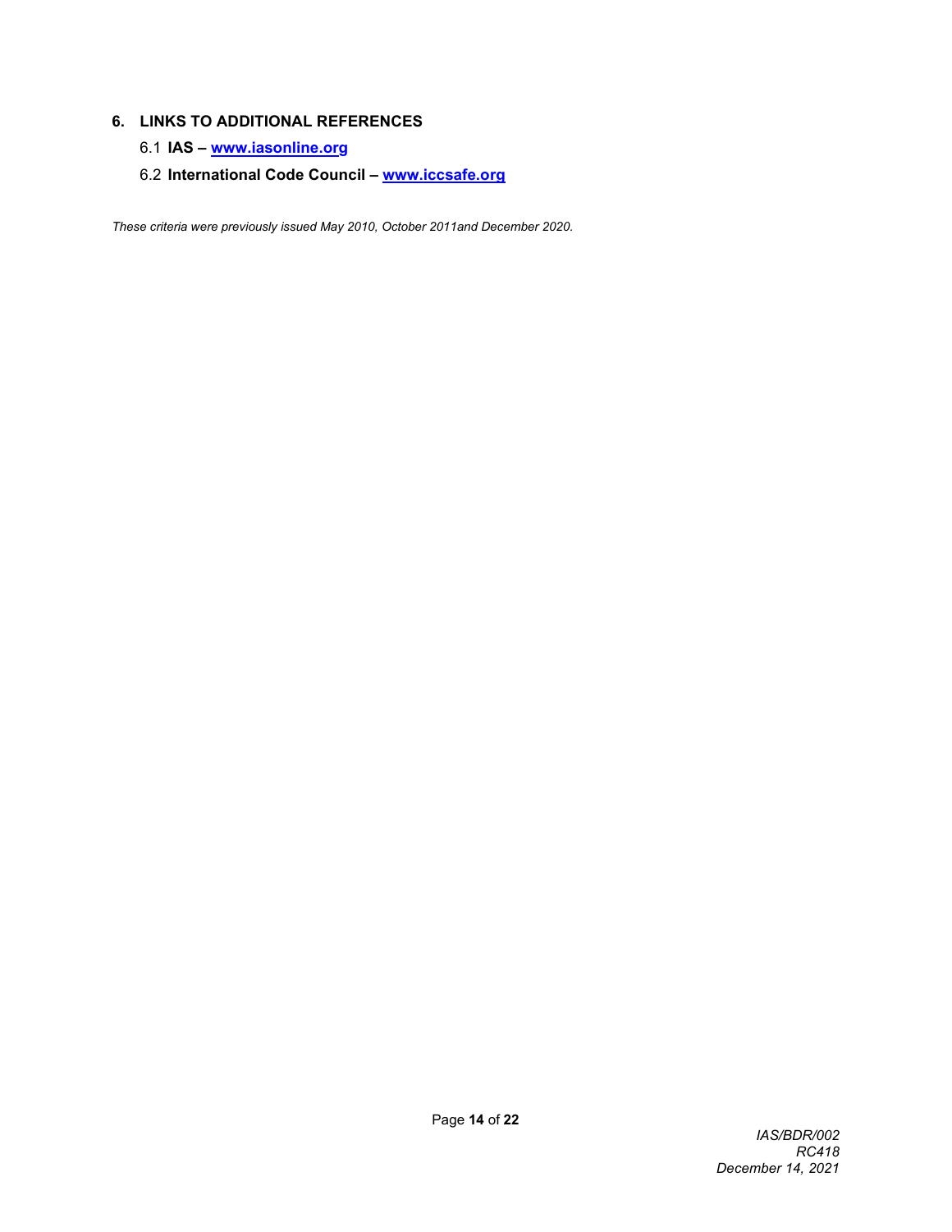## 6. LINKS TO ADDITIONAL REFERENCES

6.1 **IAS – [www.iasonline.org](http://www.iasonline.org)**

6.2 **International Code Council – [www.iccsafe.org](http://www.iccsafe.org)**

*These criteria were previously issued May 2010, October 2011and December 2020.*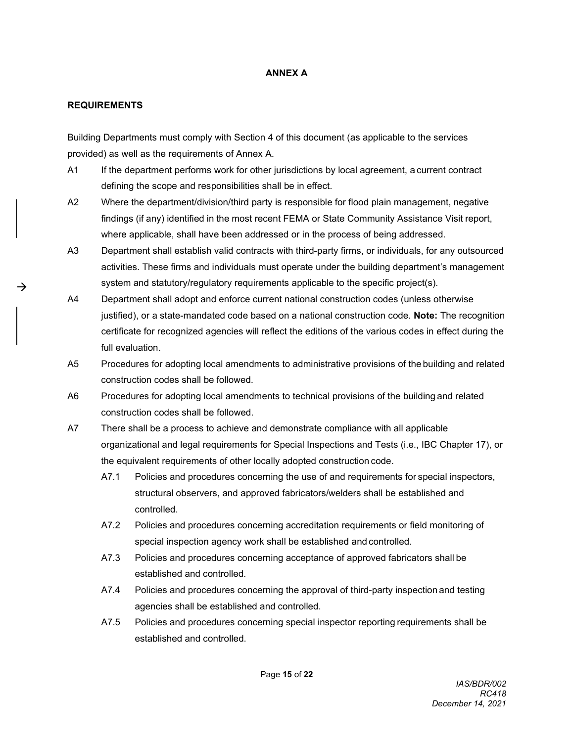# ANNEX A

## REQUIREMENTS

Building Departments must comply with Section 4 of this document (as applicable to the services provided) as well as the requirements of Annex A.

A1 If the department performs work for other jurisdictions by local agreement, a current contract defining the scope and responsibilities shall be in effect.

A2 Where the department/division/third party is responsible for flood plain management, negative findings (if any) identified in the most recent FEMA or State Community Assistance Visit report, where applicable, shall have been addressed or in the process of being addressed.

A3 Department shall establish valid contracts with third-party firms, or individuals, for any outsourced activities. These firms and individuals must operate under the building department's management system and statutory/regulatory requirements applicable to the specific project(s).

A4 Department shall adopt and enforce current national construction codes (unless otherwise justified), or a state-mandated code based on a national construction code. **Note:** The recognition certificate for recognized agencies will reflect the editions of the various codes in effect during the full evaluation.

A5 Procedures for adopting local amendments to administrative provisions of the building and related construction codes shall be followed.

A6 Procedures for adopting local amendments to technical provisions of the building and related construction codes shall be followed.

A7 There shall be a process to achieve and demonstrate compliance with all applicable organizational and legal requirements for Special Inspections and Tests (i.e., IBC Chapter 17), or the equivalent requirements of other locally adopted construction code.

- A7.1 Policies and procedures concerning the use of and requirements for special inspectors, structural observers, and approved fabricators/welders shall be established and controlled.
- A7.2 Policies and procedures concerning accreditation requirements or field monitoring of special inspection agency work shall be established and controlled.
- A7.3 Policies and procedures concerning acceptance of approved fabricators shall be established and controlled.
- A7.4 Policies and procedures concerning the approval of third-party inspection and testing agencies shall be established and controlled.
- A7.5 Policies and procedures concerning special inspector reporting requirements shall be established and controlled.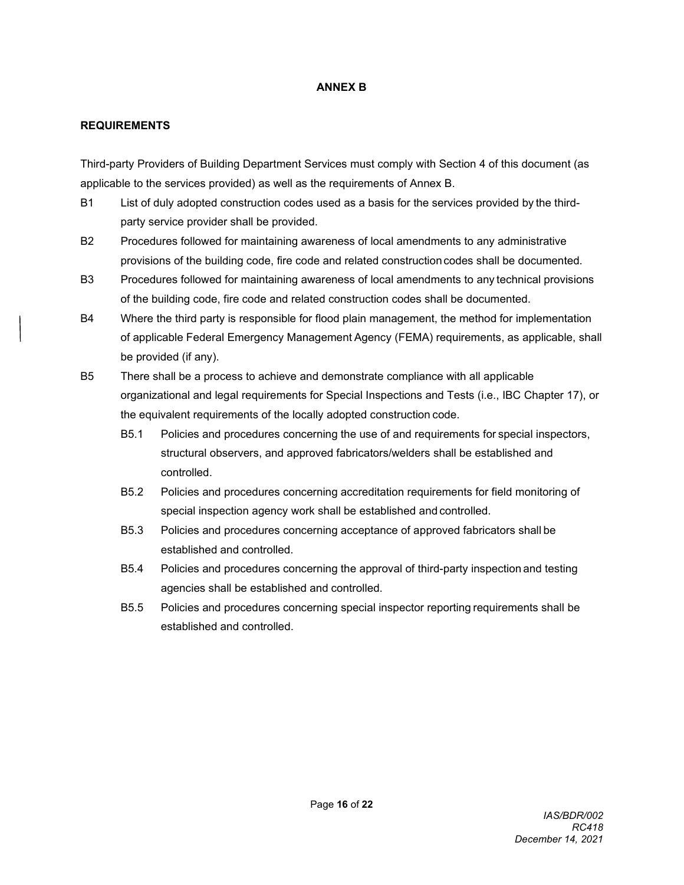## ANNEX B

### REQUIREMENTS

Third-party Providers of Building Department Services must comply with Section 4 of this document (as applicable to the services provided) as well as the requirements of Annex B.

- B1 List of duly adopted construction codes used as a basis for the services provided by the third-party service provider shall be provided.
- B2 Procedures followed for maintaining awareness of local amendments to any administrative provisions of the building code, fire code and related construction codes shall be documented.
- B3 Procedures followed for maintaining awareness of local amendments to any technical provisions of the building code, fire code and related construction codes shall be documented.
- B4 Where the third party is responsible for flood plain management, the method for implementation of applicable Federal Emergency Management Agency (FEMA) requirements, as applicable, shall be provided (if any).
- B5 There shall be a process to achieve and demonstrate compliance with all applicable organizational and legal requirements for Special Inspections and Tests (i.e., IBC Chapter 17), or the equivalent requirements of the locally adopted construction code.
  - B5.1 Policies and procedures concerning the use of and requirements for special inspectors, structural observers, and approved fabricators/welders shall be established and controlled.
  - B5.2 Policies and procedures concerning accreditation requirements for field monitoring of special inspection agency work shall be established and controlled.
  - B5.3 Policies and procedures concerning acceptance of approved fabricators shall be established and controlled.
  - B5.4 Policies and procedures concerning the approval of third-party inspection and testing agencies shall be established and controlled.
  - B5.5 Policies and procedures concerning special inspector reporting requirements shall be established and controlled.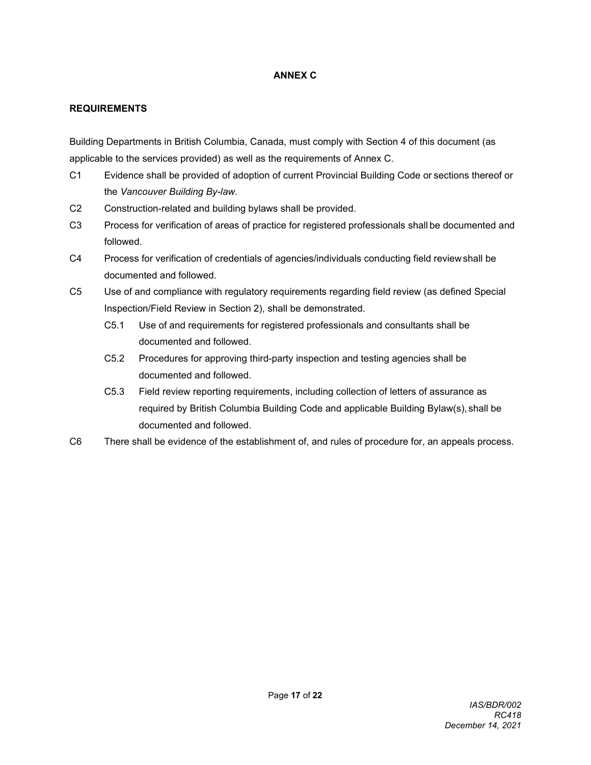## ANNEX C

### REQUIREMENTS

Building Departments in British Columbia, Canada, must comply with Section 4 of this document (as applicable to the services provided) as well as the requirements of Annex C.

- C1 Evidence shall be provided of adoption of current Provincial Building Code or sections thereof or the *Vancouver Building By-law.*
- C2 Construction-related and building bylaws shall be provided.
- C3 Process for verification of areas of practice for registered professionals shall be documented and followed.
- C4 Process for verification of credentials of agencies/individuals conducting field review shall be documented and followed.
- C5 Use of and compliance with regulatory requirements regarding field review (as defined Special Inspection/Field Review in Section 2), shall be demonstrated.
  - C5.1 Use of and requirements for registered professionals and consultants shall be documented and followed.
  - C5.2 Procedures for approving third-party inspection and testing agencies shall be documented and followed.
  - C5.3 Field review reporting requirements, including collection of letters of assurance as required by British Columbia Building Code and applicable Building Bylaw(s), shall be documented and followed.
- C6 There shall be evidence of the establishment of, and rules of procedure for, an appeals process.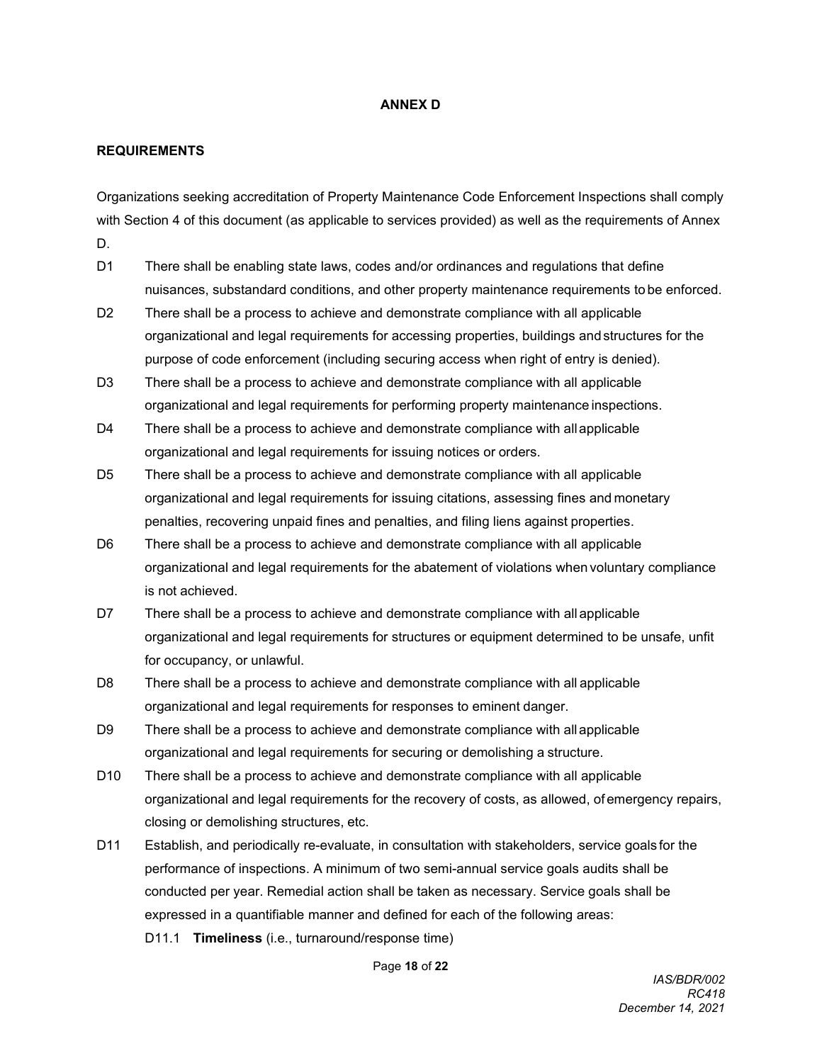## ANNEX D

### REQUIREMENTS

Organizations seeking accreditation of Property Maintenance Code Enforcement Inspections shall comply with Section 4 of this document (as applicable to services provided) as well as the requirements of Annex D.

D1 There shall be enabling state laws, codes and/or ordinances and regulations that define nuisances, substandard conditions, and other property maintenance requirements to be enforced.

D2 There shall be a process to achieve and demonstrate compliance with all applicable organizational and legal requirements for accessing properties, buildings and structures for the purpose of code enforcement (including securing access when right of entry is denied).

D3 There shall be a process to achieve and demonstrate compliance with all applicable organizational and legal requirements for performing property maintenance inspections.

D4 There shall be a process to achieve and demonstrate compliance with all applicable organizational and legal requirements for issuing notices or orders.

D5 There shall be a process to achieve and demonstrate compliance with all applicable organizational and legal requirements for issuing citations, assessing fines and monetary penalties, recovering unpaid fines and penalties, and filing liens against properties.

D6 There shall be a process to achieve and demonstrate compliance with all applicable organizational and legal requirements for the abatement of violations when voluntary compliance is not achieved.

D7 There shall be a process to achieve and demonstrate compliance with all applicable organizational and legal requirements for structures or equipment determined to be unsafe, unfit for occupancy, or unlawful.

D8 There shall be a process to achieve and demonstrate compliance with all applicable organizational and legal requirements for responses to eminent danger.

D9 There shall be a process to achieve and demonstrate compliance with all applicable organizational and legal requirements for securing or demolishing a structure.

D10 There shall be a process to achieve and demonstrate compliance with all applicable organizational and legal requirements for the recovery of costs, as allowed, of emergency repairs, closing or demolishing structures, etc.

D11 Establish, and periodically re-evaluate, in consultation with stakeholders, service goals for the performance of inspections. A minimum of two semi-annual service goals audits shall be conducted per year. Remedial action shall be taken as necessary. Service goals shall be expressed in a quantifiable manner and defined for each of the following areas:

D11.1 **Timeliness** (i.e., turnaround/response time)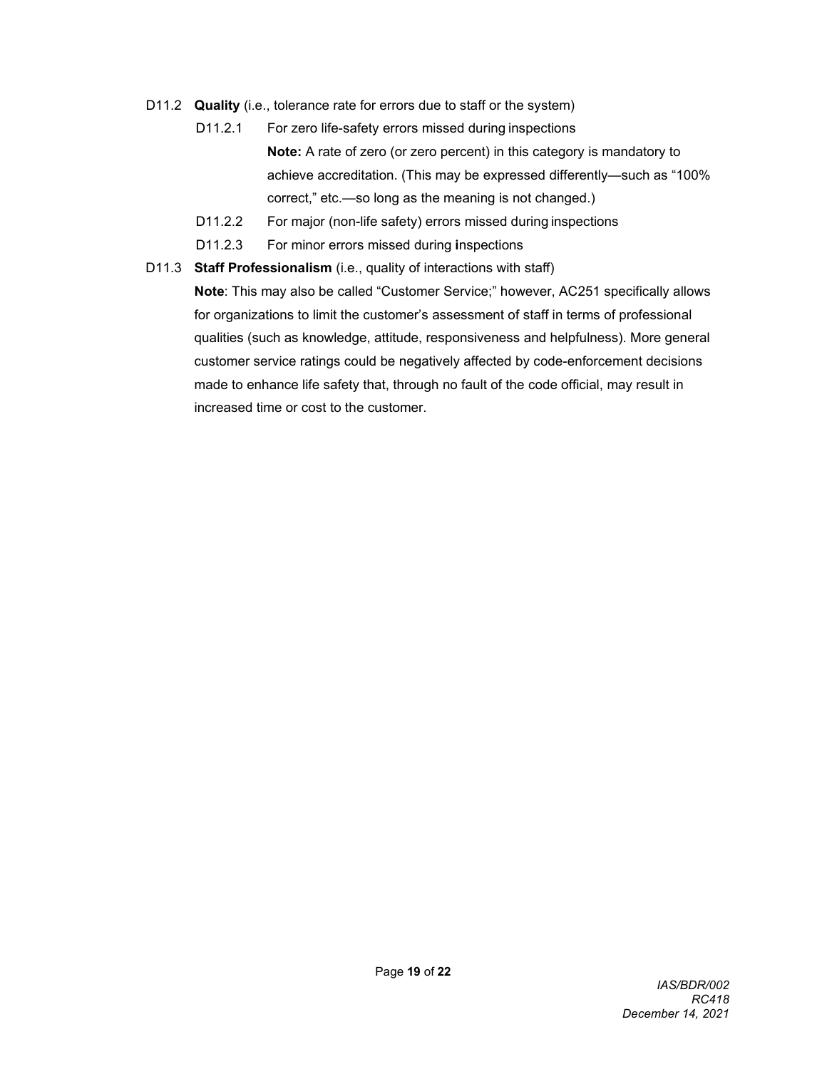D11.2 **Quality** (i.e., tolerance rate for errors due to staff or the system)

D11.2.1 For zero life-safety errors missed during inspections

**Note:** A rate of zero (or zero percent) in this category is mandatory to achieve accreditation. (This may be expressed differently—such as "100% correct," etc.—so long as the meaning is not changed.)

D11.2.2 For major (non-life safety) errors missed during inspections

D11.2.3 For minor errors missed during inspections

D11.3 **Staff Professionalism** (i.e., quality of interactions with staff)

**Note**: This may also be called "Customer Service;" however, AC251 specifically allows for organizations to limit the customer's assessment of staff in terms of professional qualities (such as knowledge, attitude, responsiveness and helpfulness). More general customer service ratings could be negatively affected by code-enforcement decisions made to enhance life safety that, through no fault of the code official, may result in increased time or cost to the customer.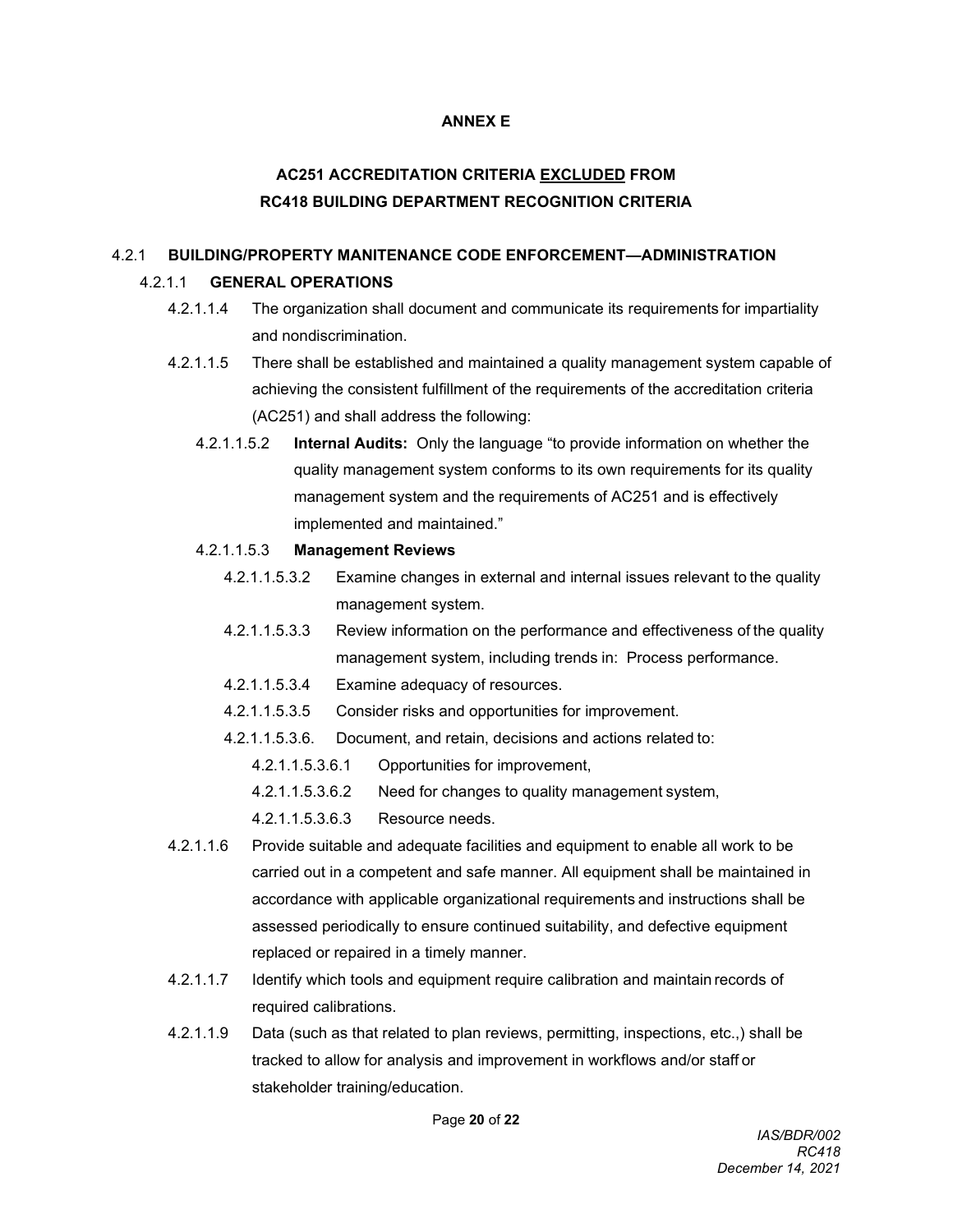**ANNEX E**

**AC251 ACCREDITATION CRITERIA <u>EXCLUDED</u> FROM RC418 BUILDING DEPARTMENT RECOGNITION CRITERIA**

4.2.1 **BUILDING/PROPERTY MANITENANCE CODE ENFORCEMENT—ADMINISTRATION**

4.2.1.1 **GENERAL OPERATIONS**

4.2.1.1.4 The organization shall document and communicate its requirements for impartiality and nondiscrimination.

4.2.1.1.5 There shall be established and maintained a quality management system capable of achieving the consistent fulfillment of the requirements of the accreditation criteria (AC251) and shall address the following:

4.2.1.1.5.2 **Internal Audits:** Only the language "to provide information on whether the quality management system conforms to its own requirements for its quality management system and the requirements of AC251 and is effectively implemented and maintained."

4.2.1.1.5.3 **Management Reviews**

4.2.1.1.5.3.2 Examine changes in external and internal issues relevant to the quality management system.

4.2.1.1.5.3.3 Review information on the performance and effectiveness of the quality management system, including trends in: Process performance.

4.2.1.1.5.3.4 Examine adequacy of resources.

4.2.1.1.5.3.5 Consider risks and opportunities for improvement.

4.2.1.1.5.3.6. Document, and retain, decisions and actions related to:

4.2.1.1.5.3.6.1 Opportunities for improvement,

4.2.1.1.5.3.6.2 Need for changes to quality management system,

4.2.1.1.5.3.6.3 Resource needs.

4.2.1.1.6 Provide suitable and adequate facilities and equipment to enable all work to be carried out in a competent and safe manner. All equipment shall be maintained in accordance with applicable organizational requirements and instructions shall be assessed periodically to ensure continued suitability, and defective equipment replaced or repaired in a timely manner.

4.2.1.1.7 Identify which tools and equipment require calibration and maintain records of required calibrations.

4.2.1.1.9 Data (such as that related to plan reviews, permitting, inspections, etc.,) shall be tracked to allow for analysis and improvement in workflows and/or staff or stakeholder training/education.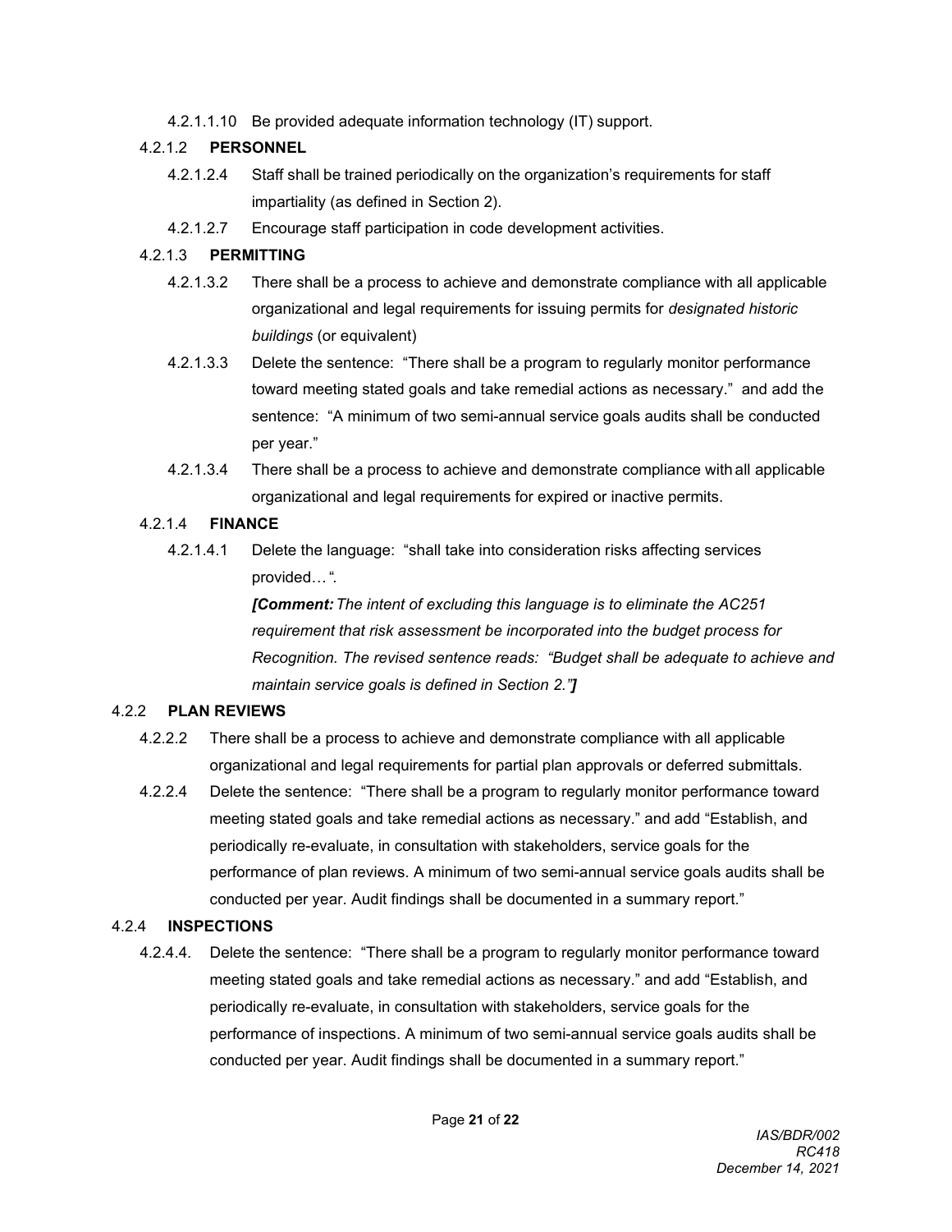4.2.1.1.10 Be provided adequate information technology (IT) support.

4.2.1.2 **PERSONNEL**

4.2.1.2.4 Staff shall be trained periodically on the organization's requirements for staff impartiality (as defined in Section 2).

4.2.1.2.7 Encourage staff participation in code development activities.

4.2.1.3 **PERMITTING**

4.2.1.3.2 There shall be a process to achieve and demonstrate compliance with all applicable organizational and legal requirements for issuing permits for *designated historic buildings* (or equivalent)

4.2.1.3.3 Delete the sentence: "There shall be a program to regularly monitor performance toward meeting stated goals and take remedial actions as necessary." and add the sentence: "A minimum of two semi-annual service goals audits shall be conducted per year."

4.2.1.3.4 There shall be a process to achieve and demonstrate compliance with all applicable organizational and legal requirements for expired or inactive permits.

4.2.1.4 **FINANCE**

4.2.1.4.1 Delete the language: "shall take into consideration risks affecting services provided… ".

***[Comment:** The intent of excluding this language is to eliminate the AC251 requirement that risk assessment be incorporated into the budget process for Recognition. The revised sentence reads: "Budget shall be adequate to achieve and maintain service goals is defined in Section 2."**]***

4.2.2 **PLAN REVIEWS**

4.2.2.2 There shall be a process to achieve and demonstrate compliance with all applicable organizational and legal requirements for partial plan approvals or deferred submittals.

4.2.2.4 Delete the sentence: "There shall be a program to regularly monitor performance toward meeting stated goals and take remedial actions as necessary." and add "Establish, and periodically re-evaluate, in consultation with stakeholders, service goals for the performance of plan reviews. A minimum of two semi-annual service goals audits shall be conducted per year. Audit findings shall be documented in a summary report."

4.2.4 **INSPECTIONS**

4.2.4.4. Delete the sentence: "There shall be a program to regularly monitor performance toward meeting stated goals and take remedial actions as necessary." and add "Establish, and periodically re-evaluate, in consultation with stakeholders, service goals for the performance of inspections. A minimum of two semi-annual service goals audits shall be conducted per year. Audit findings shall be documented in a summary report."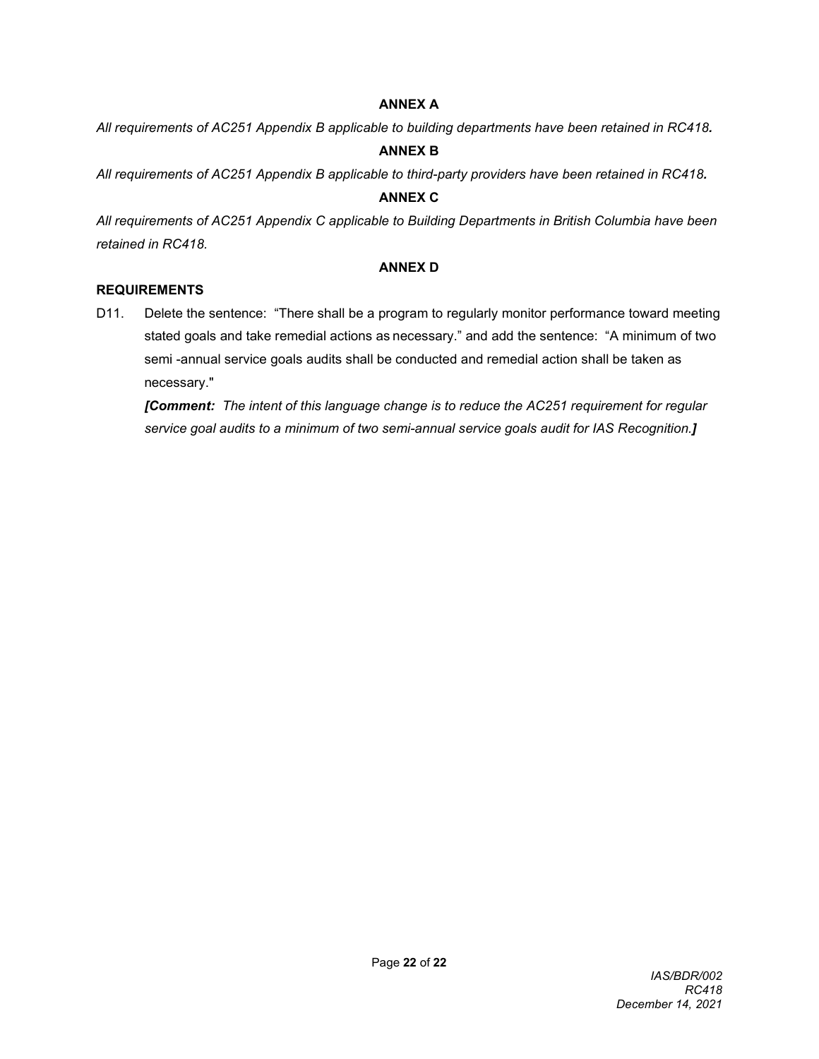## ANNEX A

*All requirements of AC251 Appendix B applicable to building departments have been retained in RC418.*

## ANNEX B

*All requirements of AC251 Appendix B applicable to third-party providers have been retained in RC418.*

## ANNEX C

*All requirements of AC251 Appendix C applicable to Building Departments in British Columbia have been retained in RC418.*

## ANNEX D

**REQUIREMENTS**

D11. Delete the sentence: "There shall be a program to regularly monitor performance toward meeting stated goals and take remedial actions as necessary." and add the sentence: "A minimum of two semi -annual service goals audits shall be conducted and remedial action shall be taken as necessary."

***[Comment:*** *The intent of this language change is to reduce the AC251 requirement for regular service goal audits to a minimum of two semi-annual service goals audit for IAS Recognition.**]***